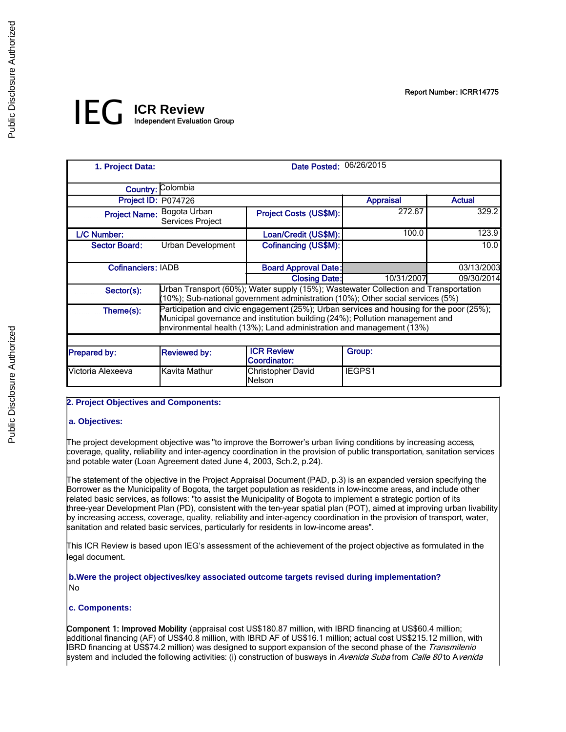Report Number: ICRR14775

# IEG ICR Review
Independent Evaluation Group

| 1. Project Data: | | Date Posted: | 06/26/2015 | |
|---|---|---|---|---|
| Country: | Colombia | | | |
| Project ID: | P074726 | | Appraisal | Actual |
| Project Name: | Bogota Urban Services Project | Project Costs (US$M): | 272.67 | 329.2 |
| L/C Number: | | Loan/Credit (US$M): | 100.0 | 123.9 |
| Sector Board: | Urban Development | Cofinancing (US$M): | | 10.0 |
| Cofinanciers: | IADB | Board Approval Date: | | 03/13/2003 |
| | | Closing Date: | 10/31/2007 | 09/30/2014 |
| Sector(s): | Urban Transport (60%); Water supply (15%); Wastewater Collection and Transportation (10%); Sub-national government administration (10%); Other social services (5%) | | | |
| Theme(s): | Participation and civic engagement (25%); Urban services and housing for the poor (25%); Municipal governance and institution building (24%); Pollution management and environmental health (13%); Land administration and management (13%) | | | |

| Prepared by: | Reviewed by: | ICR Review Coordinator: | Group: |
|---|---|---|---|
| Victoria Alexeeva | Kavita Mathur | Christopher David Nelson | IEGPS1 |

## 2. Project Objectives and Components:

### a. Objectives:

The project development objective was "to improve the Borrower's urban living conditions by increasing access, coverage, quality, reliability and inter-agency coordination in the provision of public transportation, sanitation services and potable water (Loan Agreement dated June 4, 2003, Sch.2, p.24).

The statement of the objective in the Project Appraisal Document (PAD, p.3) is an expanded version specifying the Borrower as the Municipality of Bogota, the target population as residents in low-income areas, and include other related basic services, as follows: "to assist the Municipality of Bogota to implement a strategic portion of its three-year Development Plan (PD), consistent with the ten-year spatial plan (POT), aimed at improving urban livability by increasing access, coverage, quality, reliability and inter-agency coordination in the provision of transport, water, sanitation and related basic services, particularly for residents in low-income areas".

This ICR Review is based upon IEG's assessment of the achievement of the project objective as formulated in the legal document.

### b.Were the project objectives/key associated outcome targets revised during implementation?

No

### c. Components:

**Component 1: Improved Mobility** (appraisal cost US$180.87 million, with IBRD financing at US$60.4 million; additional financing (AF) of US$40.8 million, with IBRD AF of US$16.1 million; actual cost US$215.12 million, with IBRD financing at US$74.2 million) was designed to support expansion of the second phase of the *Transmilenio* system and included the following activities: (i) construction of busways in *Avenida Suba* from *Calle 80* to A*venida*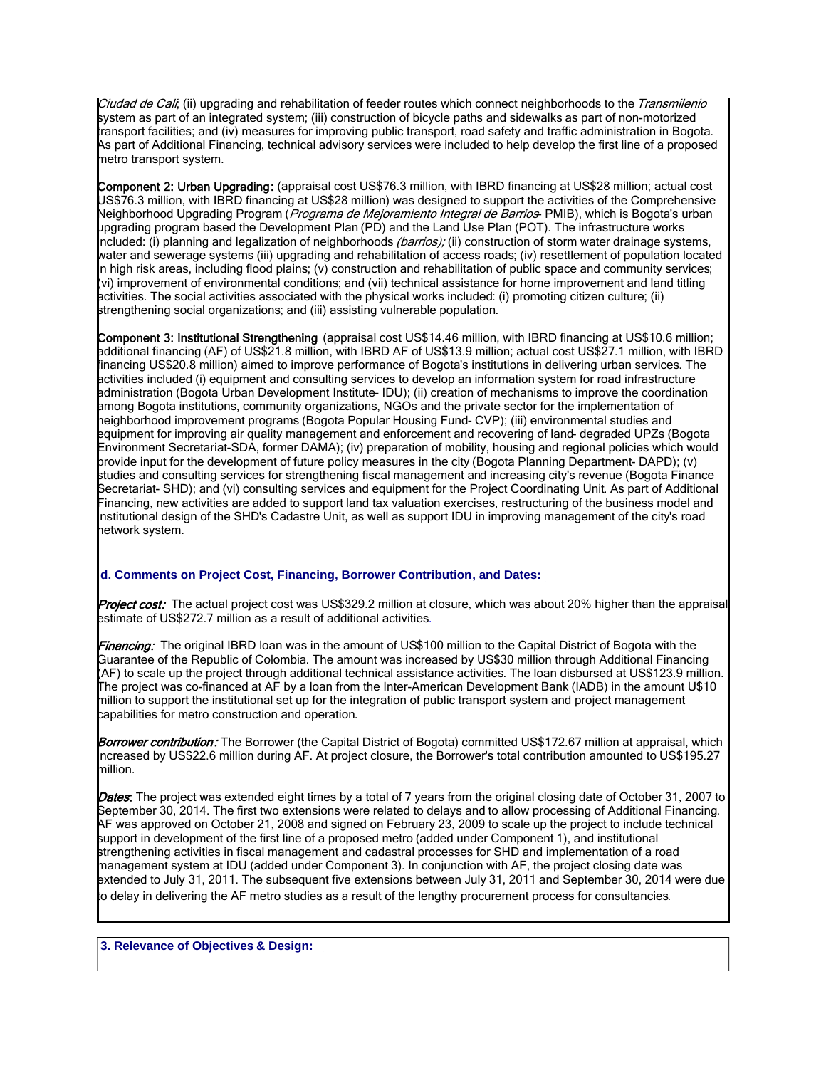*Ciudad de Cali*; (ii) upgrading and rehabilitation of feeder routes which connect neighborhoods to the *Transmilenio* system as part of an integrated system; (iii) construction of bicycle paths and sidewalks as part of non-motorized transport facilities; and (iv) measures for improving public transport, road safety and traffic administration in Bogota. As part of Additional Financing, technical advisory services were included to help develop the first line of a proposed metro transport system.

**Component 2: Urban Upgrading:** (appraisal cost US$76.3 million, with IBRD financing at US$28 million; actual cost US$76.3 million, with IBRD financing at US$28 million) was designed to support the activities of the Comprehensive Neighborhood Upgrading Program (*Programa de Mejoramiento Integral de Barrios*- PMIB), which is Bogota's urban upgrading program based the Development Plan (PD) and the Land Use Plan (POT). The infrastructure works included: (i) planning and legalization of neighborhoods *(barrios);* (ii) construction of storm water drainage systems, water and sewerage systems (iii) upgrading and rehabilitation of access roads; (iv) resettlement of population located in high risk areas, including flood plains; (v) construction and rehabilitation of public space and community services; (vi) improvement of environmental conditions; and (vii) technical assistance for home improvement and land titling activities. The social activities associated with the physical works included: (i) promoting citizen culture; (ii) strengthening social organizations; and (iii) assisting vulnerable population.

**Component 3: Institutional Strengthening** (appraisal cost US$14.46 million, with IBRD financing at US$10.6 million; additional financing (AF) of US$21.8 million, with IBRD AF of US$13.9 million; actual cost US$27.1 million, with IBRD financing US$20.8 million) aimed to improve performance of Bogota's institutions in delivering urban services. The activities included (i) equipment and consulting services to develop an information system for road infrastructure administration (Bogota Urban Development Institute- IDU); (ii) creation of mechanisms to improve the coordination among Bogota institutions, community organizations, NGOs and the private sector for the implementation of neighborhood improvement programs (Bogota Popular Housing Fund- CVP); (iii) environmental studies and equipment for improving air quality management and enforcement and recovering of land- degraded UPZs (Bogota Environment Secretariat-SDA, former DAMA); (iv) preparation of mobility, housing and regional policies which would provide input for the development of future policy measures in the city (Bogota Planning Department- DAPD); (v) studies and consulting services for strengthening fiscal management and increasing city's revenue (Bogota Finance Secretariat- SHD); and (vi) consulting services and equipment for the Project Coordinating Unit. As part of Additional Financing, new activities are added to support land tax valuation exercises, restructuring of the business model and institutional design of the SHD's Cadastre Unit, as well as support IDU in improving management of the city's road network system.

### d. Comments on Project Cost, Financing, Borrower Contribution, and Dates:

***Project cost:*** The actual project cost was US$329.2 million at closure, which was about 20% higher than the appraisal estimate of US$272.7 million as a result of additional activities.

***Financing:*** The original IBRD loan was in the amount of US$100 million to the Capital District of Bogota with the Guarantee of the Republic of Colombia. The amount was increased by US$30 million through Additional Financing (AF) to scale up the project through additional technical assistance activities. The loan disbursed at US$123.9 million. The project was co-financed at AF by a loan from the Inter-American Development Bank (IADB) in the amount U$10 million to support the institutional set up for the integration of public transport system and project management capabilities for metro construction and operation.

***Borrower contribution:*** The Borrower (the Capital District of Bogota) committed US$172.67 million at appraisal, which increased by US$22.6 million during AF. At project closure, the Borrower's total contribution amounted to US$195.27 million.

***Dates*:** The project was extended eight times by a total of 7 years from the original closing date of October 31, 2007 to September 30, 2014. The first two extensions were related to delays and to allow processing of Additional Financing. AF was approved on October 21, 2008 and signed on February 23, 2009 to scale up the project to include technical support in development of the first line of a proposed metro (added under Component 1), and institutional strengthening activities in fiscal management and cadastral processes for SHD and implementation of a road management system at IDU (added under Component 3). In conjunction with AF, the project closing date was extended to July 31, 2011. The subsequent five extensions between July 31, 2011 and September 30, 2014 were due to delay in delivering the AF metro studies as a result of the lengthy procurement process for consultancies.

## 3. Relevance of Objectives & Design: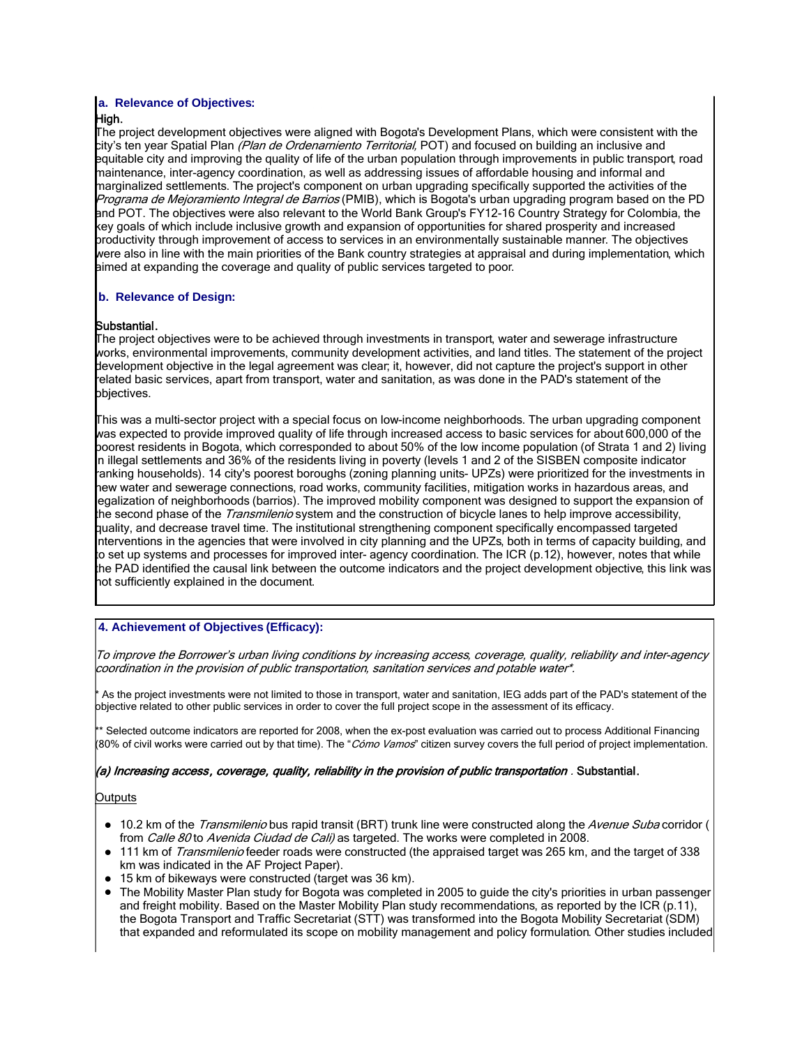### a. Relevance of Objectives:

High.

The project development objectives were aligned with Bogota's Development Plans, which were consistent with the city's ten year Spatial Plan *(Plan de Ordenarniento Territorial,* POT) and focused on building an inclusive and equitable city and improving the quality of life of the urban population through improvements in public transport, road maintenance, inter-agency coordination, as well as addressing issues of affordable housing and informal and marginalized settlements. The project's component on urban upgrading specifically supported the activities of the *Programa de Mejoramiento Integral de Barrios* (PMIB), which is Bogota's urban upgrading program based on the PD and POT. The objectives were also relevant to the World Bank Group's FY12-16 Country Strategy for Colombia, the key goals of which include inclusive growth and expansion of opportunities for shared prosperity and increased productivity through improvement of access to services in an environmentally sustainable manner. The objectives were also in line with the main priorities of the Bank country strategies at appraisal and during implementation, which aimed at expanding the coverage and quality of public services targeted to poor.

### b. Relevance of Design:

Substantial.

The project objectives were to be achieved through investments in transport, water and sewerage infrastructure works, environmental improvements, community development activities, and land titles. The statement of the project development objective in the legal agreement was clear; it, however, did not capture the project's support in other related basic services, apart from transport, water and sanitation, as was done in the PAD's statement of the objectives.

This was a multi-sector project with a special focus on low-income neighborhoods. The urban upgrading component was expected to provide improved quality of life through increased access to basic services for about 600,000 of the poorest residents in Bogota, which corresponded to about 50% of the low income population (of Strata 1 and 2) living in illegal settlements and 36% of the residents living in poverty (levels 1 and 2 of the SISBEN composite indicator ranking households). 14 city's poorest boroughs (zoning planning units- UPZs) were prioritized for the investments in new water and sewerage connections, road works, community facilities, mitigation works in hazardous areas, and legalization of neighborhoods (barrios). The improved mobility component was designed to support the expansion of the second phase of the *Transmilenio* system and the construction of bicycle lanes to help improve accessibility, quality, and decrease travel time. The institutional strengthening component specifically encompassed targeted interventions in the agencies that were involved in city planning and the UPZs, both in terms of capacity building, and to set up systems and processes for improved inter- agency coordination. The ICR (p.12), however, notes that while the PAD identified the causal link between the outcome indicators and the project development objective, this link was not sufficiently explained in the document.

## 4. Achievement of Objectives (Efficacy):

*To improve the Borrower's urban living conditions by increasing access, coverage, quality, reliability and inter-agency coordination in the provision of public transportation, sanitation services and potable water\*.*

\* As the project investments were not limited to those in transport, water and sanitation, IEG adds part of the PAD's statement of the objective related to other public services in order to cover the full project scope in the assessment of its efficacy.

\*\* Selected outcome indicators are reported for 2008, when the ex-post evaluation was carried out to process Additional Financing (80% of civil works were carried out by that time). The "*Cómo Vamos*" citizen survey covers the full period of project implementation.

***(a) Increasing access, coverage, quality, reliability in the provision of public transportation*** . **Substantial.**

Outputs

- 10.2 km of the *Transmilenio* bus rapid transit (BRT) trunk line were constructed along the *Avenue Suba* corridor ( from *Calle 80* to *Avenida Ciudad de Cali)* as targeted. The works were completed in 2008.
- 111 km of *Transmilenio* feeder roads were constructed (the appraised target was 265 km, and the target of 338 km was indicated in the AF Project Paper).
- 15 km of bikeways were constructed (target was 36 km).
- The Mobility Master Plan study for Bogota was completed in 2005 to guide the city's priorities in urban passenger and freight mobility. Based on the Master Mobility Plan study recommendations, as reported by the ICR (p.11), the Bogota Transport and Traffic Secretariat (STT) was transformed into the Bogota Mobility Secretariat (SDM) that expanded and reformulated its scope on mobility management and policy formulation. Other studies included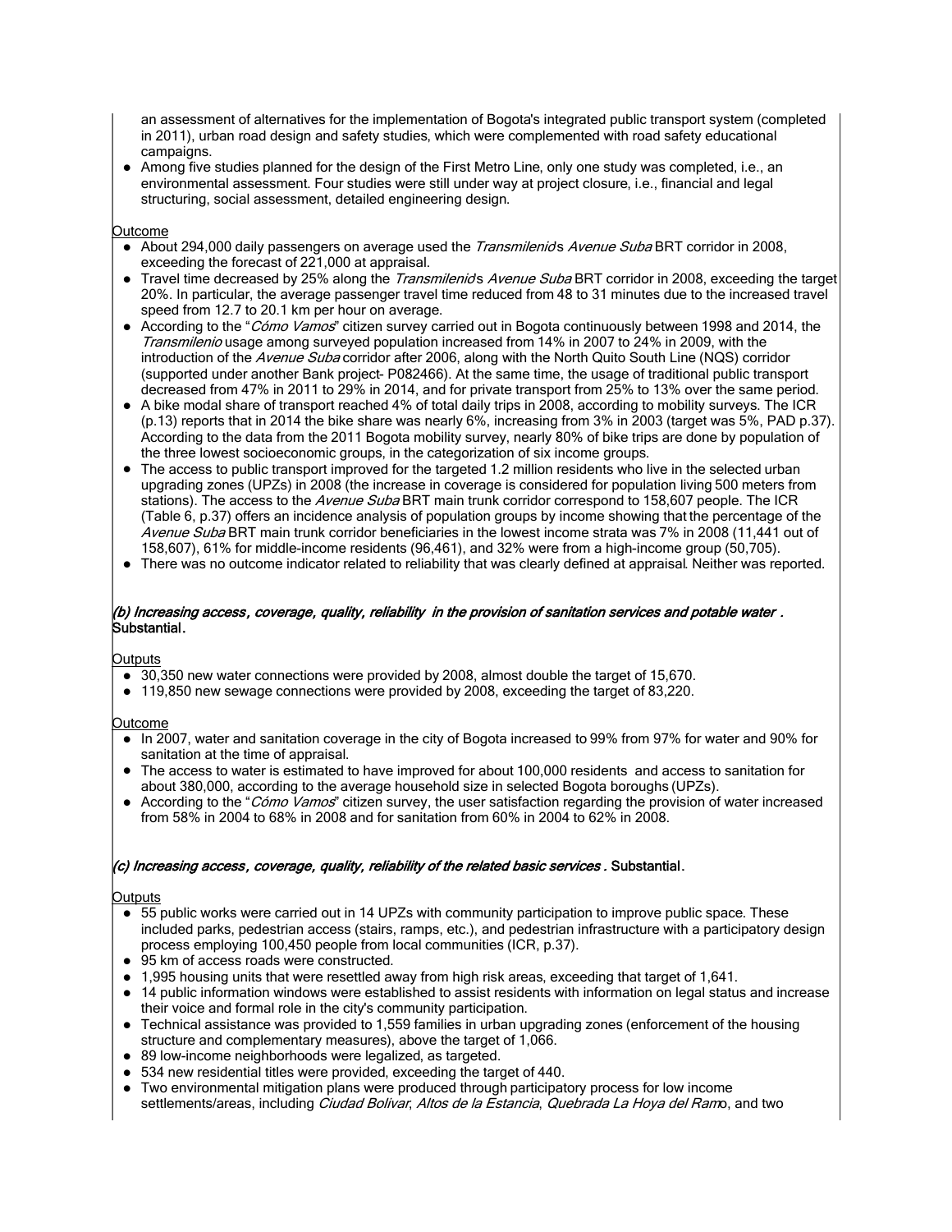an assessment of alternatives for the implementation of Bogota's integrated public transport system (completed in 2011), urban road design and safety studies, which were complemented with road safety educational campaigns.

- Among five studies planned for the design of the First Metro Line, only one study was completed, i.e., an environmental assessment. Four studies were still under way at project closure, i.e., financial and legal structuring, social assessment, detailed engineering design.

Outcome

- About 294,000 daily passengers on average used the *Transmilenio*'s *Avenue Suba* BRT corridor in 2008, exceeding the forecast of 221,000 at appraisal.
- Travel time decreased by 25% along the *Transmilenio*'s *Avenue Suba* BRT corridor in 2008, exceeding the target 20%. In particular, the average passenger travel time reduced from 48 to 31 minutes due to the increased travel speed from 12.7 to 20.1 km per hour on average.
- According to the "*Cómo Vamos*" citizen survey carried out in Bogota continuously between 1998 and 2014, the *Transmilenio* usage among surveyed population increased from 14% in 2007 to 24% in 2009, with the introduction of the *Avenue Suba* corridor after 2006, along with the North Quito South Line (NQS) corridor (supported under another Bank project- P082466). At the same time, the usage of traditional public transport decreased from 47% in 2011 to 29% in 2014, and for private transport from 25% to 13% over the same period.
- A bike modal share of transport reached 4% of total daily trips in 2008, according to mobility surveys. The ICR (p.13) reports that in 2014 the bike share was nearly 6%, increasing from 3% in 2003 (target was 5%, PAD p.37). According to the data from the 2011 Bogota mobility survey, nearly 80% of bike trips are done by population of the three lowest socioeconomic groups, in the categorization of six income groups.
- The access to public transport improved for the targeted 1.2 million residents who live in the selected urban upgrading zones (UPZs) in 2008 (the increase in coverage is considered for population living 500 meters from stations). The access to the *Avenue Suba* BRT main trunk corridor correspond to 158,607 people. The ICR (Table 6, p.37) offers an incidence analysis of population groups by income showing that the percentage of the *Avenue Suba* BRT main trunk corridor beneficiaries in the lowest income strata was 7% in 2008 (11,441 out of 158,607), 61% for middle-income residents (96,461), and 32% were from a high-income group (50,705).
- There was no outcome indicator related to reliability that was clearly defined at appraisal. Neither was reported.

*(b) Increasing access, coverage, quality, reliability in the provision of sanitation services and potable water*. **Substantial.**

Outputs

- 30,350 new water connections were provided by 2008, almost double the target of 15,670.
- 119,850 new sewage connections were provided by 2008, exceeding the target of 83,220.

Outcome

- In 2007, water and sanitation coverage in the city of Bogota increased to 99% from 97% for water and 90% for sanitation at the time of appraisal.
- The access to water is estimated to have improved for about 100,000 residents and access to sanitation for about 380,000, according to the average household size in selected Bogota boroughs (UPZs).
- According to the "*Cómo Vamos*" citizen survey, the user satisfaction regarding the provision of water increased from 58% in 2004 to 68% in 2008 and for sanitation from 60% in 2004 to 62% in 2008.

*(c) Increasing access, coverage, quality, reliability of the related basic services*. **Substantial.**

Outputs

- 55 public works were carried out in 14 UPZs with community participation to improve public space. These included parks, pedestrian access (stairs, ramps, etc.), and pedestrian infrastructure with a participatory design process employing 100,450 people from local communities (ICR, p.37).
- 95 km of access roads were constructed.
- 1,995 housing units that were resettled away from high risk areas, exceeding that target of 1,641.
- 14 public information windows were established to assist residents with information on legal status and increase their voice and formal role in the city's community participation.
- Technical assistance was provided to 1,559 families in urban upgrading zones (enforcement of the housing structure and complementary measures), above the target of 1,066.
- 89 low-income neighborhoods were legalized, as targeted.
- 534 new residential titles were provided, exceeding the target of 440.
- Two environmental mitigation plans were produced through participatory process for low income settlements/areas, including *Ciudad Bolivar*, *Altos de la Estancia*, *Quebrada La Hoya del Ramo*, and two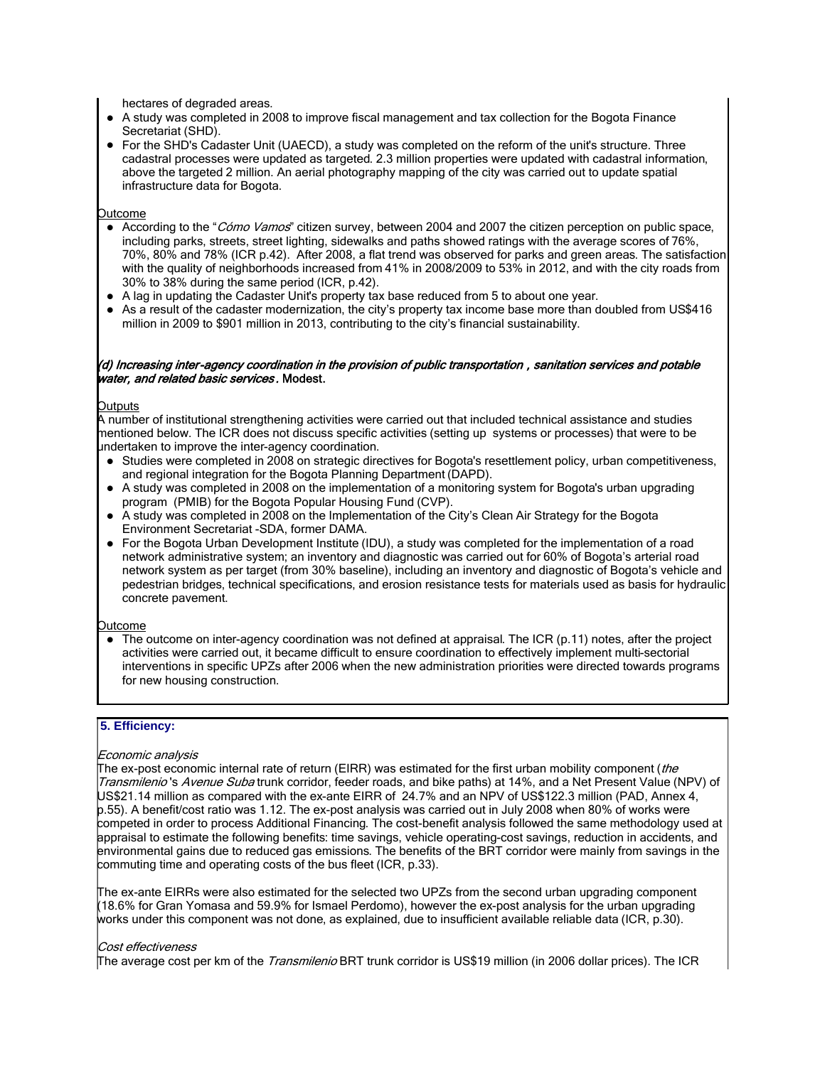hectares of degraded areas.

- A study was completed in 2008 to improve fiscal management and tax collection for the Bogota Finance Secretariat (SHD).
- For the SHD's Cadaster Unit (UAECD), a study was completed on the reform of the unit's structure. Three cadastral processes were updated as targeted. 2.3 million properties were updated with cadastral information, above the targeted 2 million. An aerial photography mapping of the city was carried out to update spatial infrastructure data for Bogota.

Outcome

- According to the "*Cómo Vamos*" citizen survey, between 2004 and 2007 the citizen perception on public space, including parks, streets, street lighting, sidewalks and paths showed ratings with the average scores of 76%, 70%, 80% and 78% (ICR p.42). After 2008, a flat trend was observed for parks and green areas. The satisfaction with the quality of neighborhoods increased from 41% in 2008/2009 to 53% in 2012, and with the city roads from 30% to 38% during the same period (ICR, p.42).
- A lag in updating the Cadaster Unit's property tax base reduced from 5 to about one year.
- As a result of the cadaster modernization, the city's property tax income base more than doubled from US$416 million in 2009 to $901 million in 2013, contributing to the city's financial sustainability.

***(d) Increasing inter-agency coordination in the provision of public transportation , sanitation services and potable water, and related basic services*. Modest.**

Outputs

A number of institutional strengthening activities were carried out that included technical assistance and studies mentioned below. The ICR does not discuss specific activities (setting up systems or processes) that were to be undertaken to improve the inter-agency coordination.

- Studies were completed in 2008 on strategic directives for Bogota's resettlement policy, urban competitiveness, and regional integration for the Bogota Planning Department (DAPD).
- A study was completed in 2008 on the implementation of a monitoring system for Bogota's urban upgrading program (PMIB) for the Bogota Popular Housing Fund (CVP).
- A study was completed in 2008 on the Implementation of the City's Clean Air Strategy for the Bogota Environment Secretariat -SDA, former DAMA.
- For the Bogota Urban Development Institute (IDU), a study was completed for the implementation of a road network administrative system; an inventory and diagnostic was carried out for 60% of Bogota's arterial road network system as per target (from 30% baseline), including an inventory and diagnostic of Bogota's vehicle and pedestrian bridges, technical specifications, and erosion resistance tests for materials used as basis for hydraulic concrete pavement.

Outcome

- The outcome on inter-agency coordination was not defined at appraisal. The ICR (p.11) notes, after the project activities were carried out, it became difficult to ensure coordination to effectively implement multi-sectorial interventions in specific UPZs after 2006 when the new administration priorities were directed towards programs for new housing construction.

## 5. Efficiency:

*Economic analysis*

The ex-post economic internal rate of return (EIRR) was estimated for the first urban mobility component (*the Transmilenio*'s *Avenue Suba* trunk corridor, feeder roads, and bike paths) at 14%, and a Net Present Value (NPV) of US$21.14 million as compared with the ex-ante EIRR of 24.7% and an NPV of US$122.3 million (PAD, Annex 4, p.55). A benefit/cost ratio was 1.12. The ex-post analysis was carried out in July 2008 when 80% of works were competed in order to process Additional Financing. The cost-benefit analysis followed the same methodology used at appraisal to estimate the following benefits: time savings, vehicle operating-cost savings, reduction in accidents, and environmental gains due to reduced gas emissions. The benefits of the BRT corridor were mainly from savings in the commuting time and operating costs of the bus fleet (ICR, p.33).

The ex-ante EIRRs were also estimated for the selected two UPZs from the second urban upgrading component (18.6% for Gran Yomasa and 59.9% for Ismael Perdomo), however the ex-post analysis for the urban upgrading works under this component was not done, as explained, due to insufficient available reliable data (ICR, p.30).

*Cost effectiveness*

The average cost per km of the *Transmilenio* BRT trunk corridor is US$19 million (in 2006 dollar prices). The ICR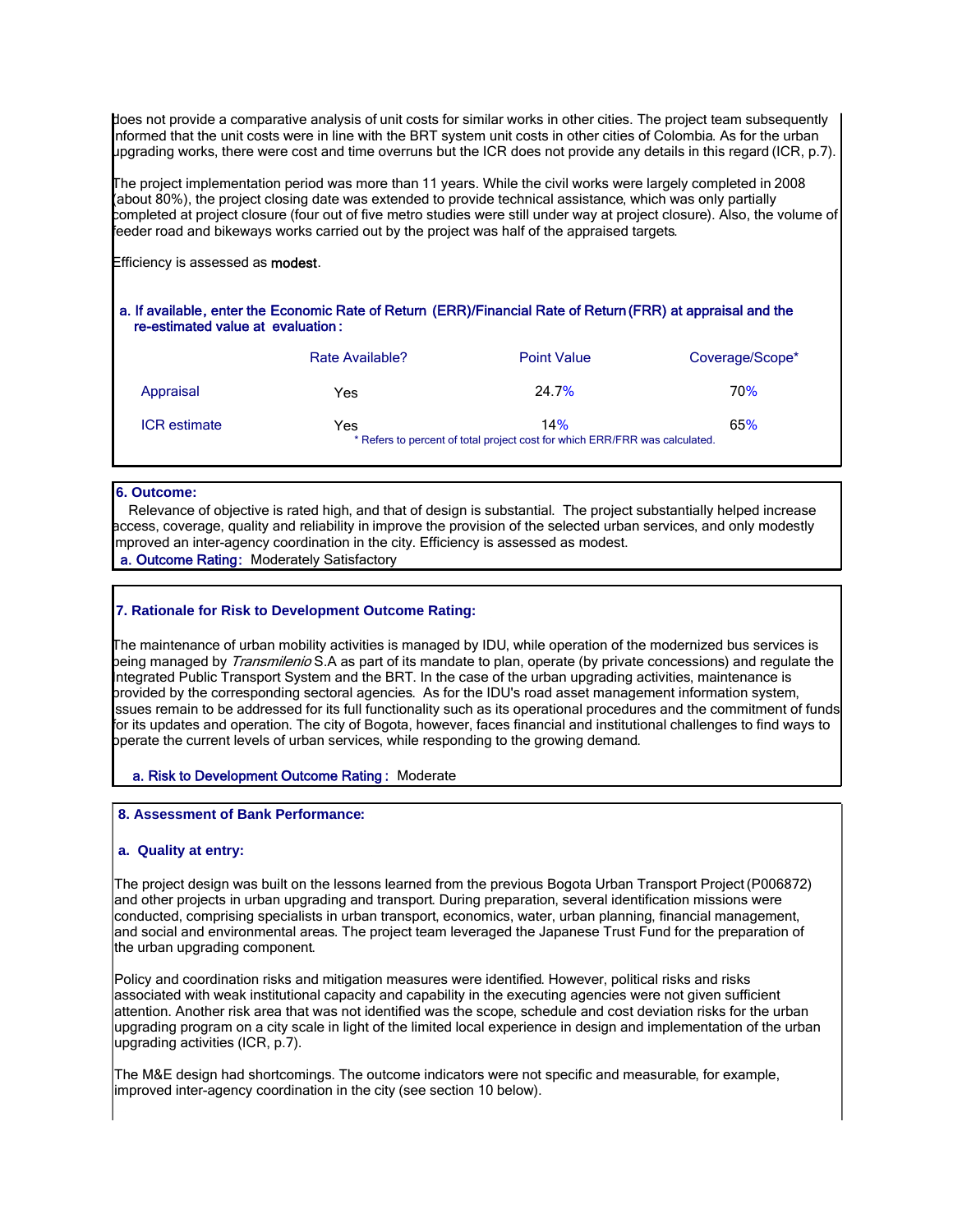does not provide a comparative analysis of unit costs for similar works in other cities. The project team subsequently informed that the unit costs were in line with the BRT system unit costs in other cities of Colombia. As for the urban upgrading works, there were cost and time overruns but the ICR does not provide any details in this regard (ICR, p.7).

The project implementation period was more than 11 years. While the civil works were largely completed in 2008 (about 80%), the project closing date was extended to provide technical assistance, which was only partially completed at project closure (four out of five metro studies were still under way at project closure). Also, the volume of feeder road and bikeways works carried out by the project was half of the appraised targets.

Efficiency is assessed as **modest**.

**a. If available, enter the Economic Rate of Return (ERR)/Financial Rate of Return (FRR) at appraisal and the re-estimated value at evaluation:**

| | Rate Available? | Point Value | Coverage/Scope* |
|---|---|---|---|
| Appraisal | Yes | 24.7% | 70% |
| ICR estimate | Yes | 14% | 65% |

\* Refers to percent of total project cost for which ERR/FRR was calculated.

## 6. Outcome:

Relevance of objective is rated high, and that of design is substantial. The project substantially helped increase access, coverage, quality and reliability in improve the provision of the selected urban services, and only modestly improved an inter-agency coordination in the city. Efficiency is assessed as modest.

**a. Outcome Rating:** Moderately Satisfactory

## 7. Rationale for Risk to Development Outcome Rating:

The maintenance of urban mobility activities is managed by IDU, while operation of the modernized bus services is being managed by *Transmilenio* S.A as part of its mandate to plan, operate (by private concessions) and regulate the Integrated Public Transport System and the BRT. In the case of the urban upgrading activities, maintenance is provided by the corresponding sectoral agencies. As for the IDU's road asset management information system, issues remain to be addressed for its full functionality such as its operational procedures and the commitment of funds for its updates and operation. The city of Bogota, however, faces financial and institutional challenges to find ways to operate the current levels of urban services, while responding to the growing demand.

**a. Risk to Development Outcome Rating:** Moderate

## 8. Assessment of Bank Performance:

### a. Quality at entry:

The project design was built on the lessons learned from the previous Bogota Urban Transport Project (P006872) and other projects in urban upgrading and transport. During preparation, several identification missions were conducted, comprising specialists in urban transport, economics, water, urban planning, financial management, and social and environmental areas. The project team leveraged the Japanese Trust Fund for the preparation of the urban upgrading component.

Policy and coordination risks and mitigation measures were identified. However, political risks and risks associated with weak institutional capacity and capability in the executing agencies were not given sufficient attention. Another risk area that was not identified was the scope, schedule and cost deviation risks for the urban upgrading program on a city scale in light of the limited local experience in design and implementation of the urban upgrading activities (ICR, p.7).

The M&E design had shortcomings. The outcome indicators were not specific and measurable, for example, improved inter-agency coordination in the city (see section 10 below).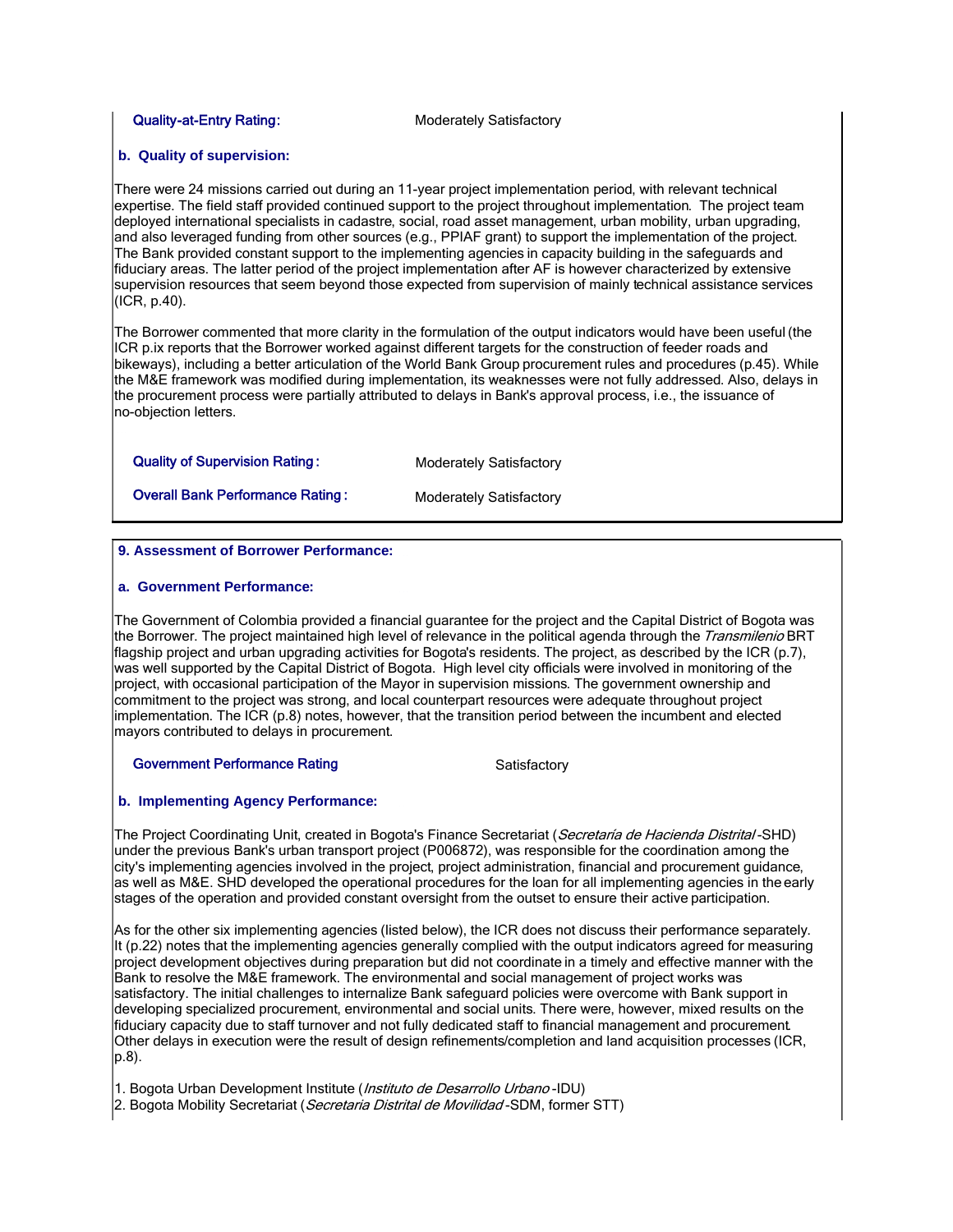**Quality-at-Entry Rating:** Moderately Satisfactory

### b. Quality of supervision:

There were 24 missions carried out during an 11-year project implementation period, with relevant technical expertise. The field staff provided continued support to the project throughout implementation. The project team deployed international specialists in cadastre, social, road asset management, urban mobility, urban upgrading, and also leveraged funding from other sources (e.g., PPIAF grant) to support the implementation of the project. The Bank provided constant support to the implementing agencies in capacity building in the safeguards and fiduciary areas. The latter period of the project implementation after AF is however characterized by extensive supervision resources that seem beyond those expected from supervision of mainly technical assistance services (ICR, p.40).

The Borrower commented that more clarity in the formulation of the output indicators would have been useful (the ICR p.ix reports that the Borrower worked against different targets for the construction of feeder roads and bikeways), including a better articulation of the World Bank Group procurement rules and procedures (p.45). While the M&E framework was modified during implementation, its weaknesses were not fully addressed. Also, delays in the procurement process were partially attributed to delays in Bank's approval process, i.e., the issuance of no-objection letters.

**Quality of Supervision Rating:** Moderately Satisfactory

**Overall Bank Performance Rating:** Moderately Satisfactory

## 9. Assessment of Borrower Performance:

### a. Government Performance:

The Government of Colombia provided a financial guarantee for the project and the Capital District of Bogota was the Borrower. The project maintained high level of relevance in the political agenda through the *Transmilenio* BRT flagship project and urban upgrading activities for Bogota's residents. The project, as described by the ICR (p.7), was well supported by the Capital District of Bogota. High level city officials were involved in monitoring of the project, with occasional participation of the Mayor in supervision missions. The government ownership and commitment to the project was strong, and local counterpart resources were adequate throughout project implementation. The ICR (p.8) notes, however, that the transition period between the incumbent and elected mayors contributed to delays in procurement.

**Government Performance Rating:** Satisfactory

### b. Implementing Agency Performance:

The Project Coordinating Unit, created in Bogota's Finance Secretariat (*Secretaría de Hacienda Distrital* -SHD) under the previous Bank's urban transport project (P006872), was responsible for the coordination among the city's implementing agencies involved in the project, project administration, financial and procurement guidance, as well as M&E. SHD developed the operational procedures for the loan for all implementing agencies in the early stages of the operation and provided constant oversight from the outset to ensure their active participation.

As for the other six implementing agencies (listed below), the ICR does not discuss their performance separately. It (p.22) notes that the implementing agencies generally complied with the output indicators agreed for measuring project development objectives during preparation but did not coordinate in a timely and effective manner with the Bank to resolve the M&E framework. The environmental and social management of project works was satisfactory. The initial challenges to internalize Bank safeguard policies were overcome with Bank support in developing specialized procurement, environmental and social units. There were, however, mixed results on the fiduciary capacity due to staff turnover and not fully dedicated staff to financial management and procurement. Other delays in execution were the result of design refinements/completion and land acquisition processes (ICR, p.8).

1. Bogota Urban Development Institute (*Instituto de Desarrollo Urbano* -IDU)
2. Bogota Mobility Secretariat (*Secretaria Distrital de Movilidad* -SDM, former STT)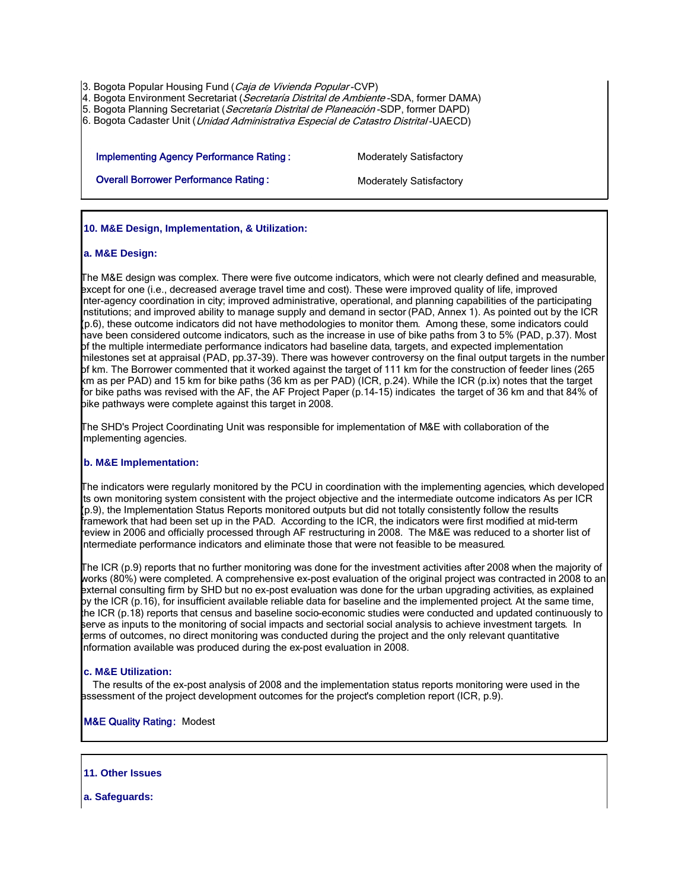3. Bogota Popular Housing Fund (*Caja de Vivienda Popular*-CVP)
4. Bogota Environment Secretariat (*Secretaría Distrital de Ambiente*-SDA, former DAMA)
5. Bogota Planning Secretariat (*Secretaría Distrital de Planeación*-SDP, former DAPD)
6. Bogota Cadaster Unit (*Unidad Administrativa Especial de Catastro Distrital*-UAECD)

**Implementing Agency Performance Rating :** Moderately Satisfactory

**Overall Borrower Performance Rating :** Moderately Satisfactory

## 10. M&E Design, Implementation, & Utilization:

### a. M&E Design:

The M&E design was complex. There were five outcome indicators, which were not clearly defined and measurable, except for one (i.e., decreased average travel time and cost). These were improved quality of life, improved inter-agency coordination in city; improved administrative, operational, and planning capabilities of the participating institutions; and improved ability to manage supply and demand in sector (PAD, Annex 1). As pointed out by the ICR (p.6), these outcome indicators did not have methodologies to monitor them. Among these, some indicators could have been considered outcome indicators, such as the increase in use of bike paths from 3 to 5% (PAD, p.37). Most of the multiple intermediate performance indicators had baseline data, targets, and expected implementation milestones set at appraisal (PAD, pp.37-39). There was however controversy on the final output targets in the number of km. The Borrower commented that it worked against the target of 111 km for the construction of feeder lines (265 km as per PAD) and 15 km for bike paths (36 km as per PAD) (ICR, p.24). While the ICR (p.ix) notes that the target for bike paths was revised with the AF, the AF Project Paper (p.14-15) indicates the target of 36 km and that 84% of bike pathways were complete against this target in 2008.

The SHD's Project Coordinating Unit was responsible for implementation of M&E with collaboration of the implementing agencies.

### b. M&E Implementation:

The indicators were regularly monitored by the PCU in coordination with the implementing agencies, which developed its own monitoring system consistent with the project objective and the intermediate outcome indicators As per ICR (p.9), the Implementation Status Reports monitored outputs but did not totally consistently follow the results framework that had been set up in the PAD. According to the ICR, the indicators were first modified at mid-term review in 2006 and officially processed through AF restructuring in 2008. The M&E was reduced to a shorter list of intermediate performance indicators and eliminate those that were not feasible to be measured.

The ICR (p.9) reports that no further monitoring was done for the investment activities after 2008 when the majority of works (80%) were completed. A comprehensive ex-post evaluation of the original project was contracted in 2008 to an external consulting firm by SHD but no ex-post evaluation was done for the urban upgrading activities, as explained by the ICR (p.16), for insufficient available reliable data for baseline and the implemented project. At the same time, the ICR (p.18) reports that census and baseline socio-economic studies were conducted and updated continuously to serve as inputs to the monitoring of social impacts and sectorial social analysis to achieve investment targets. In terms of outcomes, no direct monitoring was conducted during the project and the only relevant quantitative information available was produced during the ex-post evaluation in 2008.

### c. M&E Utilization:

The results of the ex-post analysis of 2008 and the implementation status reports monitoring were used in the assessment of the project development outcomes for the project's completion report (ICR, p.9).

**M&E Quality Rating:** Modest

## 11. Other Issues

### a. Safeguards: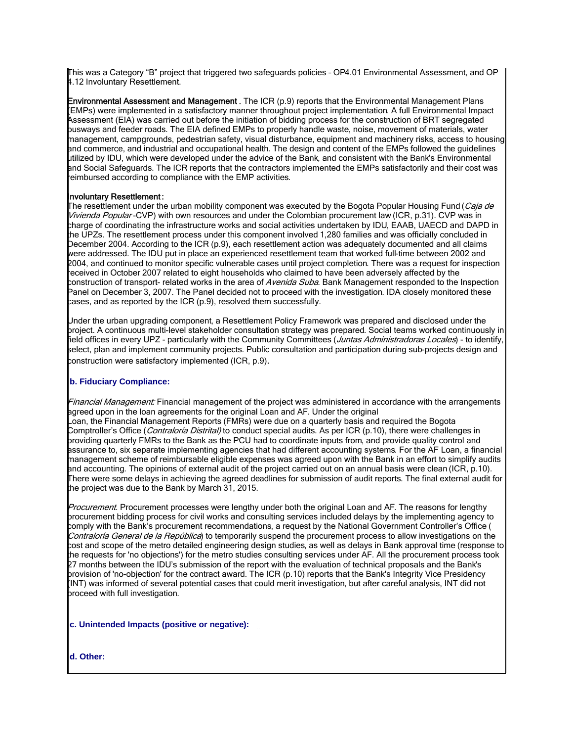This was a Category "B" project that triggered two safeguards policies – OP4.01 Environmental Assessment, and OP 4.12 Involuntary Resettlement.

**Environmental Assessment and Management** . The ICR (p.9) reports that the Environmental Management Plans (EMPs) were implemented in a satisfactory manner throughout project implementation. A full Environmental Impact Assessment (EIA) was carried out before the initiation of bidding process for the construction of BRT segregated busways and feeder roads. The EIA defined EMPs to properly handle waste, noise, movement of materials, water management, campgrounds, pedestrian safety, visual disturbance, equipment and machinery risks, access to housing and commerce, and industrial and occupational health. The design and content of the EMPs followed the guidelines utilized by IDU, which were developed under the advice of the Bank, and consistent with the Bank's Environmental and Social Safeguards. The ICR reports that the contractors implemented the EMPs satisfactorily and their cost was reimbursed according to compliance with the EMP activities.

**Involuntary Resettlement**:

The resettlement under the urban mobility component was executed by the Bogota Popular Housing Fund (*Caja de Vivienda Popular*-CVP) with own resources and under the Colombian procurement law (ICR, p.31). CVP was in charge of coordinating the infrastructure works and social activities undertaken by IDU, EAAB, UAECD and DAPD in the UPZs. The resettlement process under this component involved 1,280 families and was officially concluded in December 2004. According to the ICR (p.9), each resettlement action was adequately documented and all claims were addressed. The IDU put in place an experienced resettlement team that worked full-time between 2002 and 2004, and continued to monitor specific vulnerable cases until project completion. There was a request for inspection received in October 2007 related to eight households who claimed to have been adversely affected by the construction of transport- related works in the area of *Avenida Suba*. Bank Management responded to the Inspection Panel on December 3, 2007. The Panel decided not to proceed with the investigation. IDA closely monitored these cases, and as reported by the ICR (p.9), resolved them successfully.

Under the urban upgrading component, a Resettlement Policy Framework was prepared and disclosed under the project. A continuous multi-level stakeholder consultation strategy was prepared. Social teams worked continuously in field offices in every UPZ - particularly with the Community Committees (*Juntas Administradoras Locales*) - to identify, select, plan and implement community projects. Public consultation and participation during sub-projects design and construction were satisfactory implemented (ICR, p.9).

### b. Fiduciary Compliance:

*Financial Management:* Financial management of the project was administered in accordance with the arrangements agreed upon in the loan agreements for the original Loan and AF. Under the original Loan, the Financial Management Reports (FMRs) were due on a quarterly basis and required the Bogota Comptroller's Office (*Contraloría Distrital)* to conduct special audits. As per ICR (p.10), there were challenges in providing quarterly FMRs to the Bank as the PCU had to coordinate inputs from, and provide quality control and assurance to, six separate implementing agencies that had different accounting systems. For the AF Loan, a financial management scheme of reimbursable eligible expenses was agreed upon with the Bank in an effort to simplify audits and accounting. The opinions of external audit of the project carried out on an annual basis were clean (ICR, p.10). There were some delays in achieving the agreed deadlines for submission of audit reports. The final external audit for the project was due to the Bank by March 31, 2015.

*Procurement*. Procurement processes were lengthy under both the original Loan and AF. The reasons for lengthy procurement bidding process for civil works and consulting services included delays by the implementing agency to comply with the Bank's procurement recommendations, a request by the National Government Controller's Office (*Contraloría General de la República*) to temporarily suspend the procurement process to allow investigations on the cost and scope of the metro detailed engineering design studies, as well as delays in Bank approval time (response to the requests for 'no objections') for the metro studies consulting services under AF. All the procurement process took 27 months between the IDU's submission of the report with the evaluation of technical proposals and the Bank's provision of 'no-objection' for the contract award. The ICR (p.10) reports that the Bank's Integrity Vice Presidency (INT) was informed of several potential cases that could merit investigation, but after careful analysis, INT did not proceed with full investigation.

### c. Unintended Impacts (positive or negative):

### d. Other: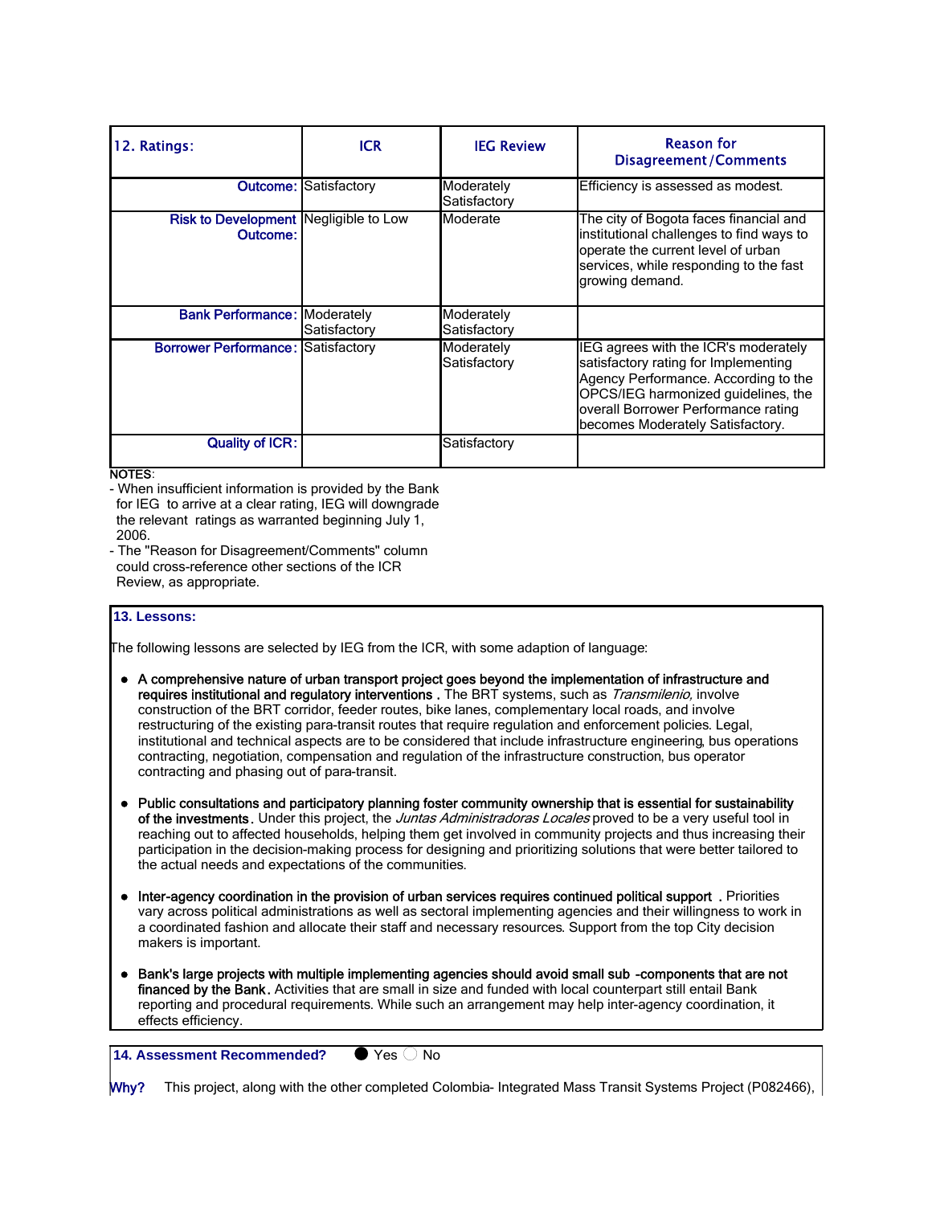| 12. Ratings: | ICR | IEG Review | Reason for Disagreement/Comments |
|---|---|---|---|
| Outcome: | Satisfactory | Moderately Satisfactory | Efficiency is assessed as modest. |
| Risk to Development Outcome: | Negligible to Low | Moderate | The city of Bogota faces financial and institutional challenges to find ways to operate the current level of urban services, while responding to the fast growing demand. |
| Bank Performance: | Moderately Satisfactory | Moderately Satisfactory | |
| Borrower Performance: | Satisfactory | Moderately Satisfactory | IEG agrees with the ICR's moderately satisfactory rating for Implementing Agency Performance. According to the OPCS/IEG harmonized guidelines, the overall Borrower Performance rating becomes Moderately Satisfactory. |
| Quality of ICR: | | Satisfactory | |

NOTES:
- When insufficient information is provided by the Bank for IEG to arrive at a clear rating, IEG will downgrade the relevant ratings as warranted beginning July 1, 2006.
- The "Reason for Disagreement/Comments" column could cross-reference other sections of the ICR Review, as appropriate.

## 13. Lessons:

The following lessons are selected by IEG from the ICR, with some adaption of language:

- **A comprehensive nature of urban transport project goes beyond the implementation of infrastructure and requires institutional and regulatory interventions**. The BRT systems, such as *Transmilenio,* involve construction of the BRT corridor, feeder routes, bike lanes, complementary local roads, and involve restructuring of the existing para-transit routes that require regulation and enforcement policies. Legal, institutional and technical aspects are to be considered that include infrastructure engineering, bus operations contracting, negotiation, compensation and regulation of the infrastructure construction, bus operator contracting and phasing out of para-transit.

- **Public consultations and participatory planning foster community ownership that is essential for sustainability of the investments.** Under this project, the *Juntas Administradoras Locales* proved to be a very useful tool in reaching out to affected households, helping them get involved in community projects and thus increasing their participation in the decision-making process for designing and prioritizing solutions that were better tailored to the actual needs and expectations of the communities.

- **Inter-agency coordination in the provision of urban services requires continued political support**. Priorities vary across political administrations as well as sectoral implementing agencies and their willingness to work in a coordinated fashion and allocate their staff and necessary resources. Support from the top City decision makers is important.

- **Bank's large projects with multiple implementing agencies should avoid small sub-components that are not financed by the Bank.** Activities that are small in size and funded with local counterpart still entail Bank reporting and procedural requirements. While such an arrangement may help inter-agency coordination, it effects efficiency.

## 14. Assessment Recommended?

● Yes ○ No

**Why?** This project, along with the other completed Colombia- Integrated Mass Transit Systems Project (P082466),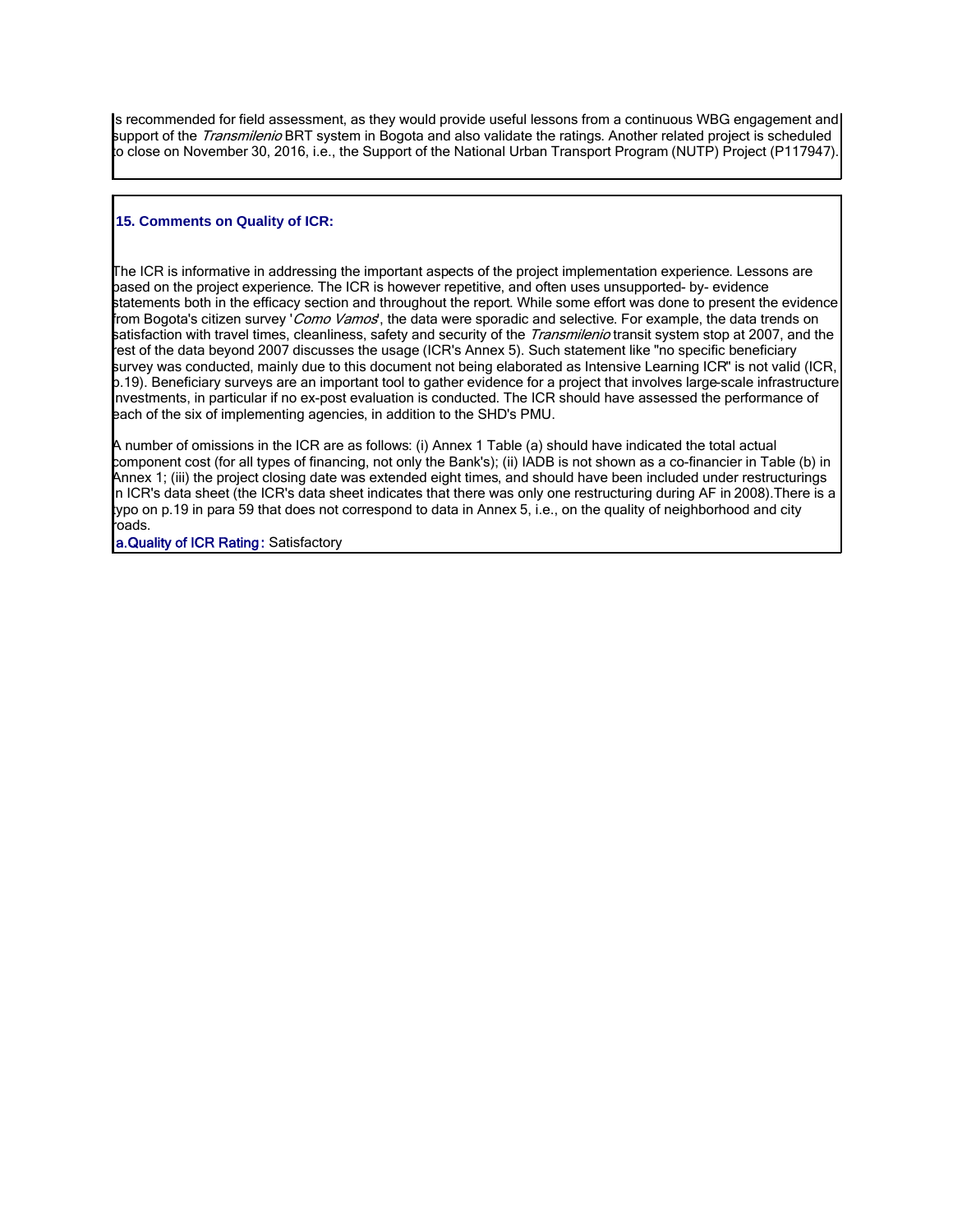is recommended for field assessment, as they would provide useful lessons from a continuous WBG engagement and support of the *Transmilenio* BRT system in Bogota and also validate the ratings. Another related project is scheduled to close on November 30, 2016, i.e., the Support of the National Urban Transport Program (NUTP) Project (P117947).

**15. Comments on Quality of ICR:**

The ICR is informative in addressing the important aspects of the project implementation experience. Lessons are based on the project experience. The ICR is however repetitive, and often uses unsupported- by- evidence statements both in the efficacy section and throughout the report. While some effort was done to present the evidence from Bogota's citizen survey '*Como Vamos*', the data were sporadic and selective. For example, the data trends on satisfaction with travel times, cleanliness, safety and security of the *Transmilenio* transit system stop at 2007, and the rest of the data beyond 2007 discusses the usage (ICR's Annex 5). Such statement like "no specific beneficiary survey was conducted, mainly due to this document not being elaborated as Intensive Learning ICR" is not valid (ICR, p.19). Beneficiary surveys are an important tool to gather evidence for a project that involves large-scale infrastructure investments, in particular if no ex-post evaluation is conducted. The ICR should have assessed the performance of each of the six of implementing agencies, in addition to the SHD's PMU.

A number of omissions in the ICR are as follows: (i) Annex 1 Table (a) should have indicated the total actual component cost (for all types of financing, not only the Bank's); (ii) IADB is not shown as a co-financier in Table (b) in Annex 1; (iii) the project closing date was extended eight times, and should have been included under restructurings in ICR's data sheet (the ICR's data sheet indicates that there was only one restructuring during AF in 2008).There is a typo on p.19 in para 59 that does not correspond to data in Annex 5, i.e., on the quality of neighborhood and city roads.

**a.Quality of ICR Rating:** Satisfactory